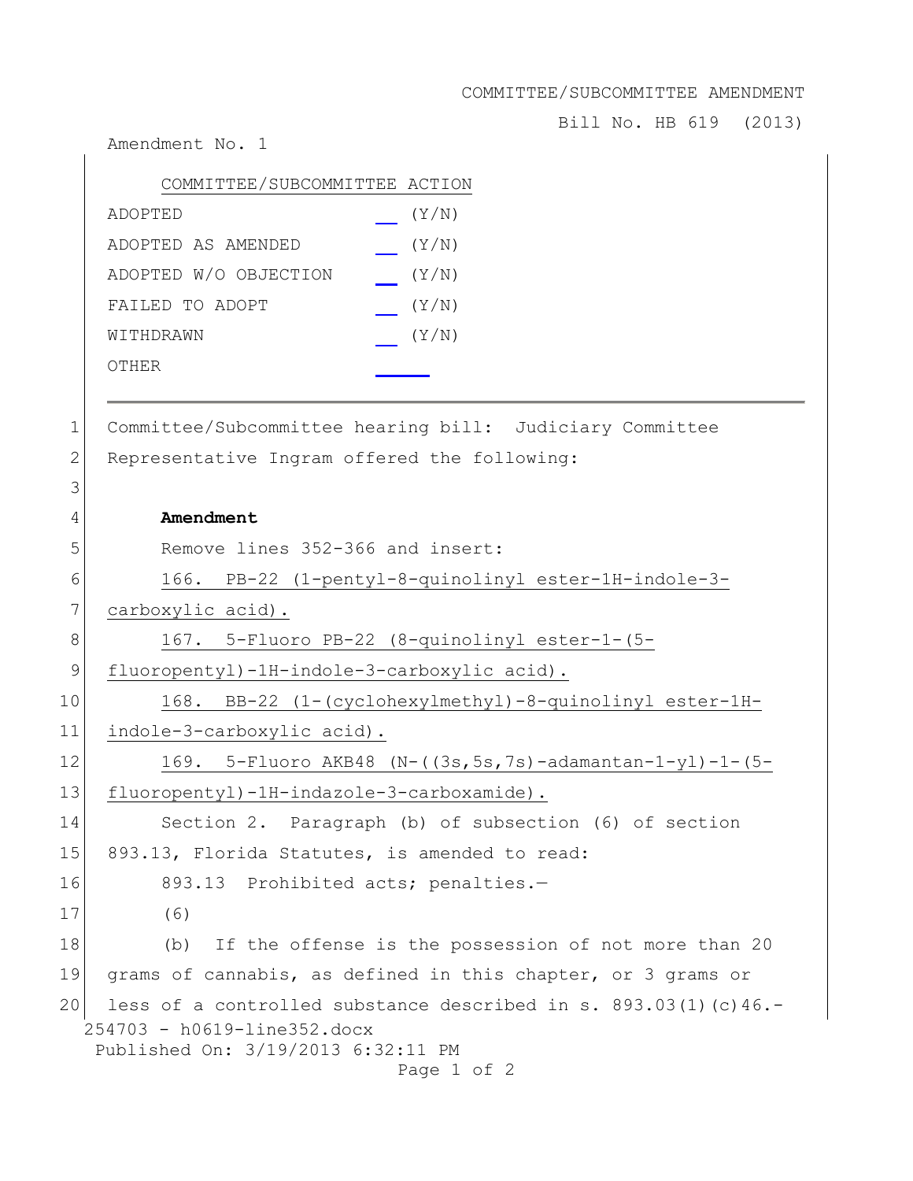COMMITTEE/SUBCOMMITTEE AMENDMENT

Bill No. HB 619 (2013)

Amendment No. 1

| COMMITTEE/SUBCOMMITTEE ACTION | |
|---|---|
| ADOPTED | __ (Y/N) |
| ADOPTED AS AMENDED | __ (Y/N) |
| ADOPTED W/O OBJECTION | __ (Y/N) |
| FAILED TO ADOPT | __ (Y/N) |
| WITHDRAWN | __ (Y/N) |
| OTHER | ______ |

---

1 Committee/Subcommittee hearing bill: Judiciary Committee
2 Representative Ingram offered the following:
3
4 **Amendment**
5 Remove lines 352-366 and insert:
6 166. PB-22 (1-pentyl-8-quinolinyl ester-1H-indole-3-
7 carboxylic acid).
8 167. 5-Fluoro PB-22 (8-quinolinyl ester-1-(5-
9 fluoropentyl)-1H-indole-3-carboxylic acid).
10 168. BB-22 (1-(cyclohexylmethyl)-8-quinolinyl ester-1H-
11 indole-3-carboxylic acid).
12 169. 5-Fluoro AKB48 (N-((3s,5s,7s)-adamantan-1-yl)-1-(5-
13 fluoropentyl)-1H-indazole-3-carboxamide).
14 Section 2. Paragraph (b) of subsection (6) of section
15 893.13, Florida Statutes, is amended to read:
16 893.13 Prohibited acts; penalties.—
17 (6)
18 (b) If the offense is the possession of not more than 20
19 grams of cannabis, as defined in this chapter, or 3 grams or
20 less of a controlled substance described in s. 893.03(1)(c)46.-

254703 - h0619-line352.docx
Published On: 3/19/2013 6:32:11 PM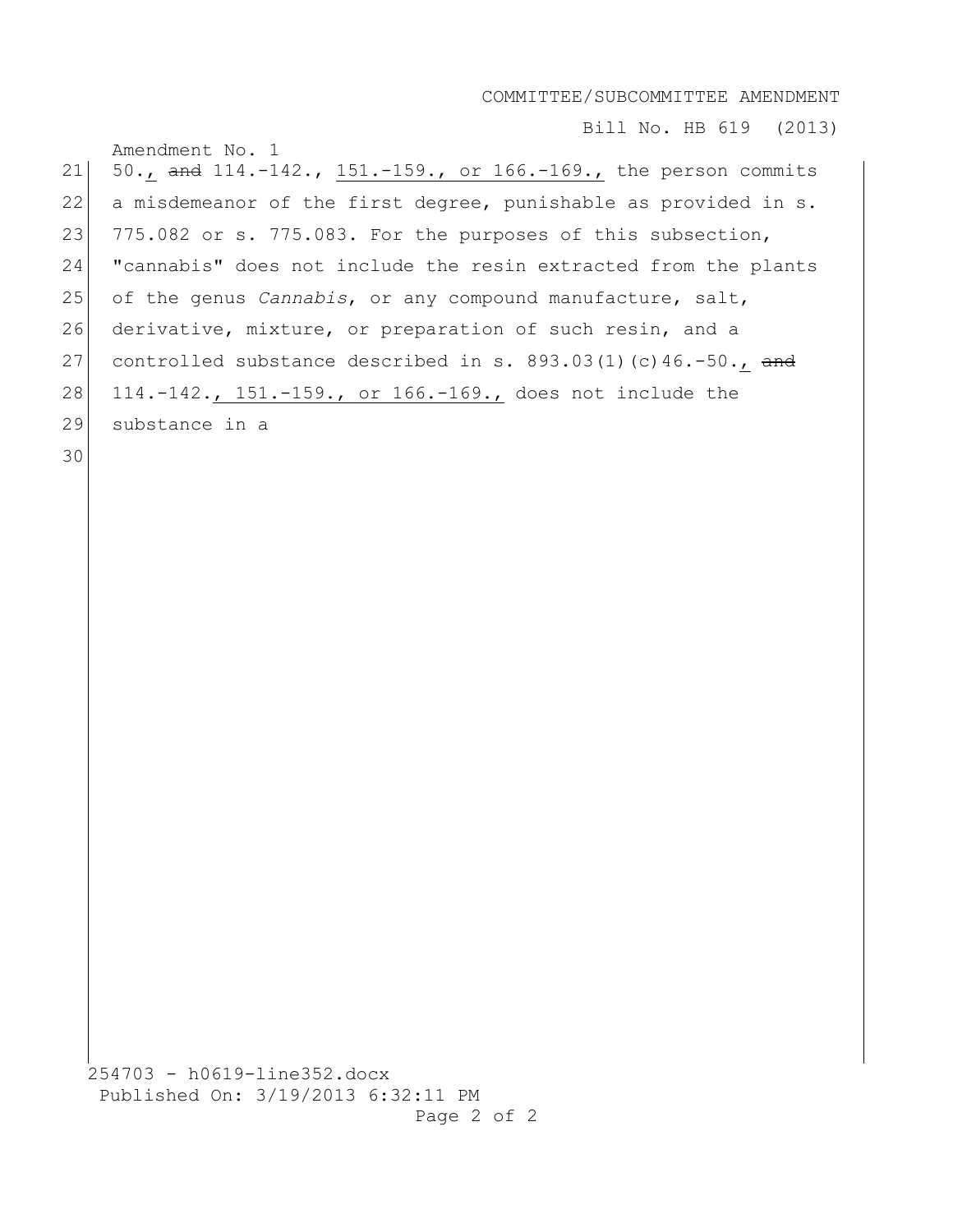50., ~~and~~ 114.-142., 151.-159., or 166.-169., the person commits a misdemeanor of the first degree, punishable as provided in s. 775.082 or s. 775.083. For the purposes of this subsection, "cannabis" does not include the resin extracted from the plants of the genus *Cannabis*, or any compound manufacture, salt, derivative, mixture, or preparation of such resin, and a controlled substance described in s. 893.03(1)(c)46.-50., ~~and~~ 114.-142., 151.-159., or 166.-169., does not include the substance in a

254703 - h0619-line352.docx
Published On: 3/19/2013 6:32:11 PM